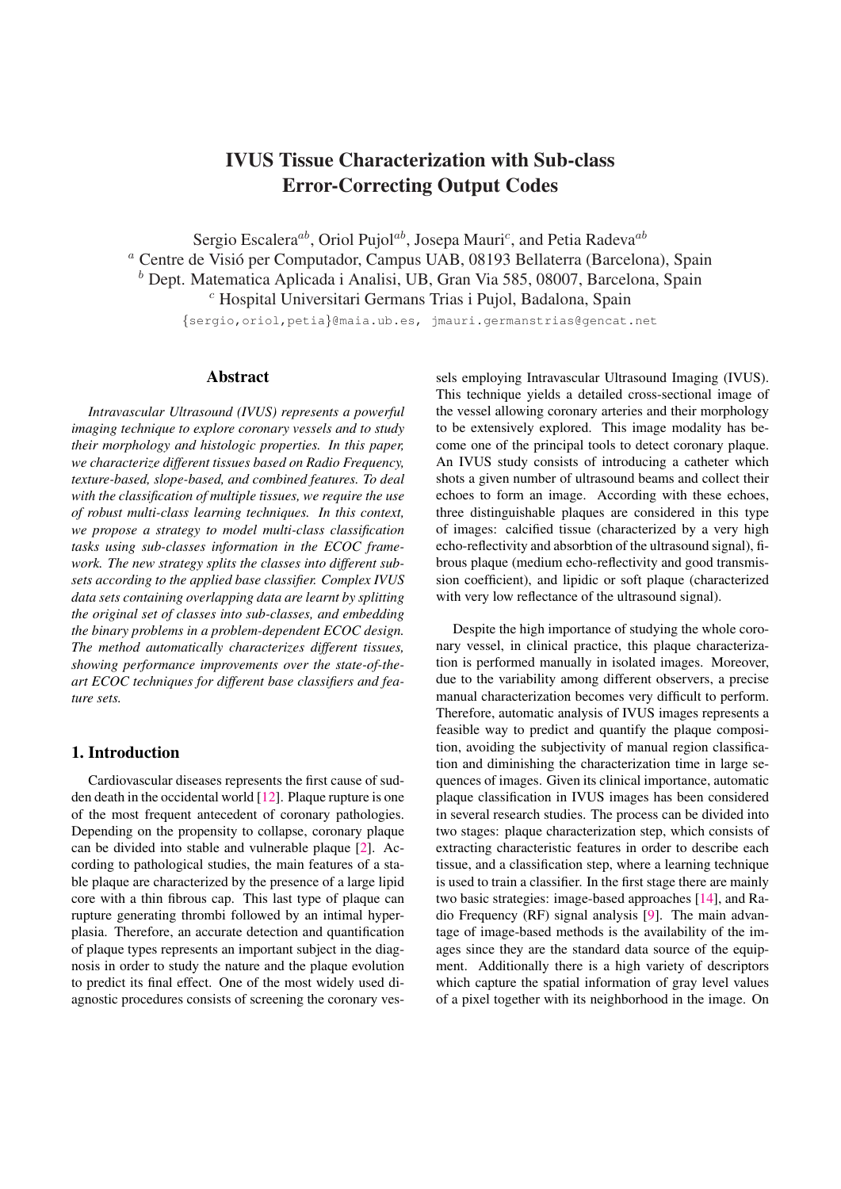# IVUS Tissue Characterization with Sub-class Error-Correcting Output Codes

Sergio Escalera[ab], Oriol Pujol[ab], Josepa Mauri[c], and Petia Radeva[ab]

[a] Centre de Visió per Computador, Campus UAB, 08193 Bellaterra (Barcelona), Spain

[b] Dept. Matematica Aplicada i Analisi, UB, Gran Via 585, 08007, Barcelona, Spain

[c] Hospital Universitari Germans Trias i Pujol, Badalona, Spain

{sergio,oriol,petia}@maia.ub.es, jmauri.germanstrias@gencat.net

## Abstract

*Intravascular Ultrasound (IVUS) represents a powerful imaging technique to explore coronary vessels and to study their morphology and histologic properties. In this paper, we characterize different tissues based on Radio Frequency, texture-based, slope-based, and combined features. To deal with the classification of multiple tissues, we require the use of robust multi-class learning techniques. In this context, we propose a strategy to model multi-class classification tasks using sub-classes information in the ECOC framework. The new strategy splits the classes into different subsets according to the applied base classifier. Complex IVUS data sets containing overlapping data are learnt by splitting the original set of classes into sub-classes, and embedding the binary problems in a problem-dependent ECOC design. The method automatically characterizes different tissues, showing performance improvements over the state-of-the-art ECOC techniques for different base classifiers and feature sets.*

## 1. Introduction

Cardiovascular diseases represents the first cause of sudden death in the occidental world [12]. Plaque rupture is one of the most frequent antecedent of coronary pathologies. Depending on the propensity to collapse, coronary plaque can be divided into stable and vulnerable plaque [2]. According to pathological studies, the main features of a stable plaque are characterized by the presence of a large lipid core with a thin fibrous cap. This last type of plaque can rupture generating thrombi followed by an intimal hyperplasia. Therefore, an accurate detection and quantification of plaque types represents an important subject in the diagnosis in order to study the nature and the plaque evolution to predict its final effect. One of the most widely used diagnostic procedures consists of screening the coronary vessels employing Intravascular Ultrasound Imaging (IVUS). This technique yields a detailed cross-sectional image of the vessel allowing coronary arteries and their morphology to be extensively explored. This image modality has become one of the principal tools to detect coronary plaque. An IVUS study consists of introducing a catheter which shots a given number of ultrasound beams and collect their echoes to form an image. According with these echoes, three distinguishable plaques are considered in this type of images: calcified tissue (characterized by a very high echo-reflectivity and absorbtion of the ultrasound signal), fibrous plaque (medium echo-reflectivity and good transmission coefficient), and lipidic or soft plaque (characterized with very low reflectance of the ultrasound signal).

Despite the high importance of studying the whole coronary vessel, in clinical practice, this plaque characterization is performed manually in isolated images. Moreover, due to the variability among different observers, a precise manual characterization becomes very difficult to perform. Therefore, automatic analysis of IVUS images represents a feasible way to predict and quantify the plaque composition, avoiding the subjectivity of manual region classification and diminishing the characterization time in large sequences of images. Given its clinical importance, automatic plaque classification in IVUS images has been considered in several research studies. The process can be divided into two stages: plaque characterization step, which consists of extracting characteristic features in order to describe each tissue, and a classification step, where a learning technique is used to train a classifier. In the first stage there are mainly two basic strategies: image-based approaches [14], and Radio Frequency (RF) signal analysis [9]. The main advantage of image-based methods is the availability of the images since they are the standard data source of the equipment. Additionally there is a high variety of descriptors which capture the spatial information of gray level values of a pixel together with its neighborhood in the image. On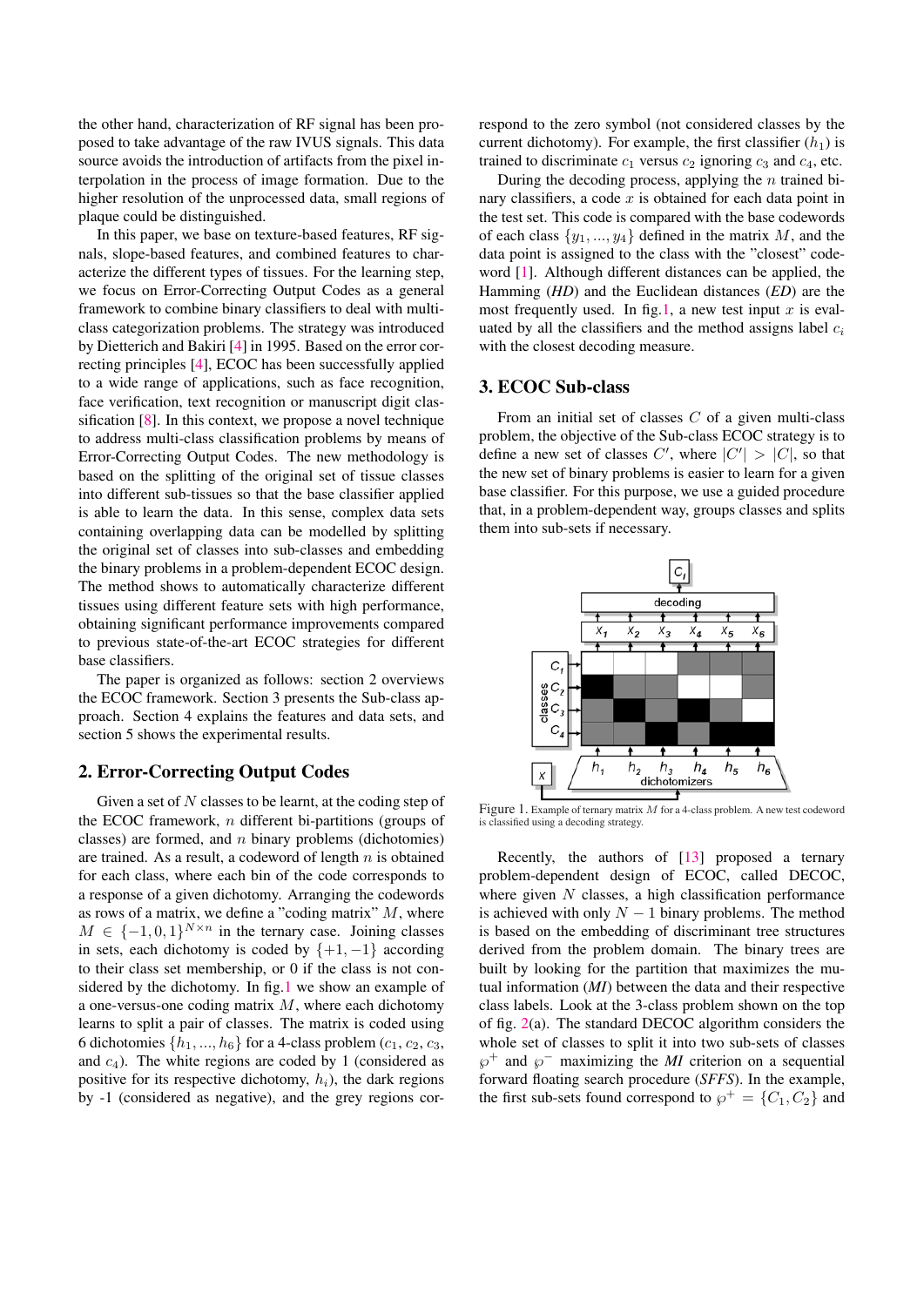the other hand, characterization of RF signal has been proposed to take advantage of the raw IVUS signals. This data source avoids the introduction of artifacts from the pixel interpolation in the process of image formation. Due to the higher resolution of the unprocessed data, small regions of plaque could be distinguished.

In this paper, we base on texture-based features, RF signals, slope-based features, and combined features to characterize the different types of tissues. For the learning step, we focus on Error-Correcting Output Codes as a general framework to combine binary classifiers to deal with multi-class categorization problems. The strategy was introduced by Dietterich and Bakiri [4] in 1995. Based on the error correcting principles [4], ECOC has been successfully applied to a wide range of applications, such as face recognition, face verification, text recognition or manuscript digit classification [8]. In this context, we propose a novel technique to address multi-class classification problems by means of Error-Correcting Output Codes. The new methodology is based on the splitting of the original set of tissue classes into different sub-tissues so that the base classifier applied is able to learn the data. In this sense, complex data sets containing overlapping data can be modelled by splitting the original set of classes into sub-classes and embedding the binary problems in a problem-dependent ECOC design. The method shows to automatically characterize different tissues using different feature sets with high performance, obtaining significant performance improvements compared to previous state-of-the-art ECOC strategies for different base classifiers.

The paper is organized as follows: section 2 overviews the ECOC framework. Section 3 presents the Sub-class approach. Section 4 explains the features and data sets, and section 5 shows the experimental results.

## 2. Error-Correcting Output Codes

Given a set of $N$ classes to be learnt, at the coding step of the ECOC framework, $n$ different bi-partitions (groups of classes) are formed, and $n$ binary problems (dichotomies) are trained. As a result, a codeword of length $n$ is obtained for each class, where each bin of the code corresponds to a response of a given dichotomy. Arranging the codewords as rows of a matrix, we define a "coding matrix" $M$, where $M \in \{-1, 0, 1\}^{N \times n}$ in the ternary case. Joining classes in sets, each dichotomy is coded by $\{+1, -1\}$ according to their class set membership, or 0 if the class is not considered by the dichotomy. In fig.1 we show an example of a one-versus-one coding matrix $M$, where each dichotomy learns to split a pair of classes. The matrix is coded using 6 dichotomies $\{h_1, ..., h_6\}$ for a 4-class problem ($c_1$, $c_2$, $c_3$, and $c_4$). The white regions are coded by 1 (considered as positive for its respective dichotomy, $h_i$), the dark regions by -1 (considered as negative), and the grey regions correspond to the zero symbol (not considered classes by the current dichotomy). For example, the first classifier ($h_1$) is trained to discriminate $c_1$ versus $c_2$ ignoring $c_3$ and $c_4$, etc.

During the decoding process, applying the $n$ trained binary classifiers, a code $x$ is obtained for each data point in the test set. This code is compared with the base codewords of each class $\{y_1, ..., y_4\}$ defined in the matrix $M$, and the data point is assigned to the class with the "closest" codeword [1]. Although different distances can be applied, the Hamming (*HD*) and the Euclidean distances (*ED*) are the most frequently used. In fig.1, a new test input $x$ is evaluated by all the classifiers and the method assigns label $c_i$ with the closest decoding measure.

## 3. ECOC Sub-class

From an initial set of classes $C$ of a given multi-class problem, the objective of the Sub-class ECOC strategy is to define a new set of classes $C'$, where $|C'| > |C|$, so that the new set of binary problems is easier to learn for a given base classifier. For this purpose, we use a guided procedure that, in a problem-dependent way, groups classes and splits them into sub-sets if necessary.

Figure 1. Example of ternary matrix $M$ for a 4-class problem. A new test codeword is classified using a decoding strategy.

Recently, the authors of [13] proposed a ternary problem-dependent design of ECOC, called DECOC, where given $N$ classes, a high classification performance is achieved with only $N-1$ binary problems. The method is based on the embedding of discriminant tree structures derived from the problem domain. The binary trees are built by looking for the partition that maximizes the mutual information (*MI*) between the data and their respective class labels. Look at the 3-class problem shown on the top of fig. 2(a). The standard DECOC algorithm considers the whole set of classes to split it into two sub-sets of classes $\wp^+$ and $\wp^-$ maximizing the *MI* criterion on a sequential forward floating search procedure (*SFFS*). In the example, the first sub-sets found correspond to $\wp^+ = \{C_1, C_2\}$ and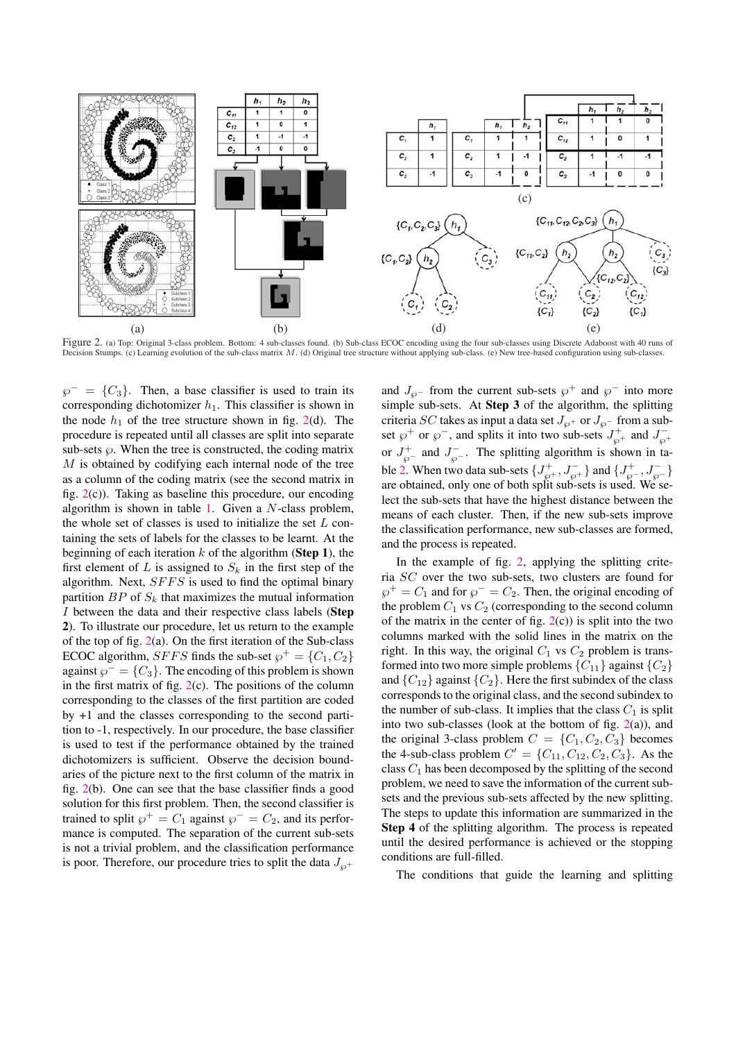Figure 2. (a) Top: Original 3-class problem. Bottom: 4 sub-classes found. (b) Sub-class ECOC encoding using the four sub-classes using Discrete Adaboost with 40 runs of Decision Stumps. (c) Learning evolution of the sub-class matrix $M$. (d) Original tree structure without applying sub-class. (e) New tree-based configuration using sub-classes.

$\wp^- = \{C_3\}$. Then, a base classifier is used to train its corresponding dichotomizer $h_1$. This classifier is shown in the node $h_1$ of the tree structure shown in fig. 2(d). The procedure is repeated until all classes are split into separate sub-sets $\wp$. When the tree is constructed, the coding matrix $M$ is obtained by codifying each internal node of the tree as a column of the coding matrix (see the second matrix in fig. 2(c)). Taking as baseline this procedure, our encoding algorithm is shown in table 1. Given a $N$-class problem, the whole set of classes is used to initialize the set $L$ containing the sets of labels for the classes to be learnt. At the beginning of each iteration $k$ of the algorithm (**Step 1**), the first element of $L$ is assigned to $S_k$ in the first step of the algorithm. Next, $SFFS$ is used to find the optimal binary partition $BP$ of $S_k$ that maximizes the mutual information $I$ between the data and their respective class labels (**Step 2**). To illustrate our procedure, let us return to the example of the top of fig. 2(a). On the first iteration of the Sub-class ECOC algorithm, $SFFS$ finds the sub-set $\wp^+ = \{C_1, C_2\}$ against $\wp^- = \{C_3\}$. The encoding of this problem is shown in the first matrix of fig. 2(c). The positions of the column corresponding to the classes of the first partition are coded by +1 and the classes corresponding to the second partition to -1, respectively. In our procedure, the base classifier is used to test if the performance obtained by the trained dichotomizers is sufficient. Observe the decision boundaries of the picture next to the first column of the matrix in fig. 2(b). One can see that the base classifier finds a good solution for this first problem. Then, the second classifier is trained to split $\wp^+ = C_1$ against $\wp^- = C_2$, and its performance is computed. The separation of the current sub-sets is not a trivial problem, and the classification performance is poor. Therefore, our procedure tries to split the data $J_{\wp^+}$ and $J_{\wp^-}$ from the current sub-sets $\wp^+$ and $\wp^-$ into more simple sub-sets. At **Step 3** of the algorithm, the splitting criteria $SC$ takes as input a data set $J_{\wp^+}$ or $J_{\wp^-}$ from a sub-set $\wp^+$ or $\wp^-$, and splits it into two sub-sets $J^+_{\wp^+}$ and $J^-_{\wp^+}$ or $J^+_{\wp^-}$ and $J^-_{\wp^-}$. The splitting algorithm is shown in table 2. When two data sub-sets $\{J^+_{\wp^+}, J^-_{\wp^+}\}$ and $\{J^+_{\wp^-}, J^-_{\wp^-}\}$ are obtained, only one of both split sub-sets is used. We select the sub-sets that have the highest distance between the means of each cluster. Then, if the new sub-sets improve the classification performance, new sub-classes are formed, and the process is repeated.

In the example of fig. 2, applying the splitting criteria $SC$ over the two sub-sets, two clusters are found for $\wp^+ = C_1$ and for $\wp^- = C_2$. Then, the original encoding of the problem $C_1$ vs $C_2$ (corresponding to the second column of the matrix in the center of fig. 2(c)) is split into the two columns marked with the solid lines in the matrix on the right. In this way, the original $C_1$ vs $C_2$ problem is transformed into two more simple problems $\{C_{11}\}$ against $\{C_2\}$ and $\{C_{12}\}$ against $\{C_2\}$. Here the first subindex of the class corresponds to the original class, and the second subindex to the number of sub-class. It implies that the class $C_1$ is split into two sub-classes (look at the bottom of fig. 2(a)), and the original 3-class problem $C = \{C_1, C_2, C_3\}$ becomes the 4-sub-class problem $C' = \{C_{11}, C_{12}, C_2, C_3\}$. As the class $C_1$ has been decomposed by the splitting of the second problem, we need to save the information of the current sub-sets and the previous sub-sets affected by the new splitting. The steps to update this information are summarized in the **Step 4** of the splitting algorithm. The process is repeated until the desired performance is achieved or the stopping conditions are full-filled.

The conditions that guide the learning and splitting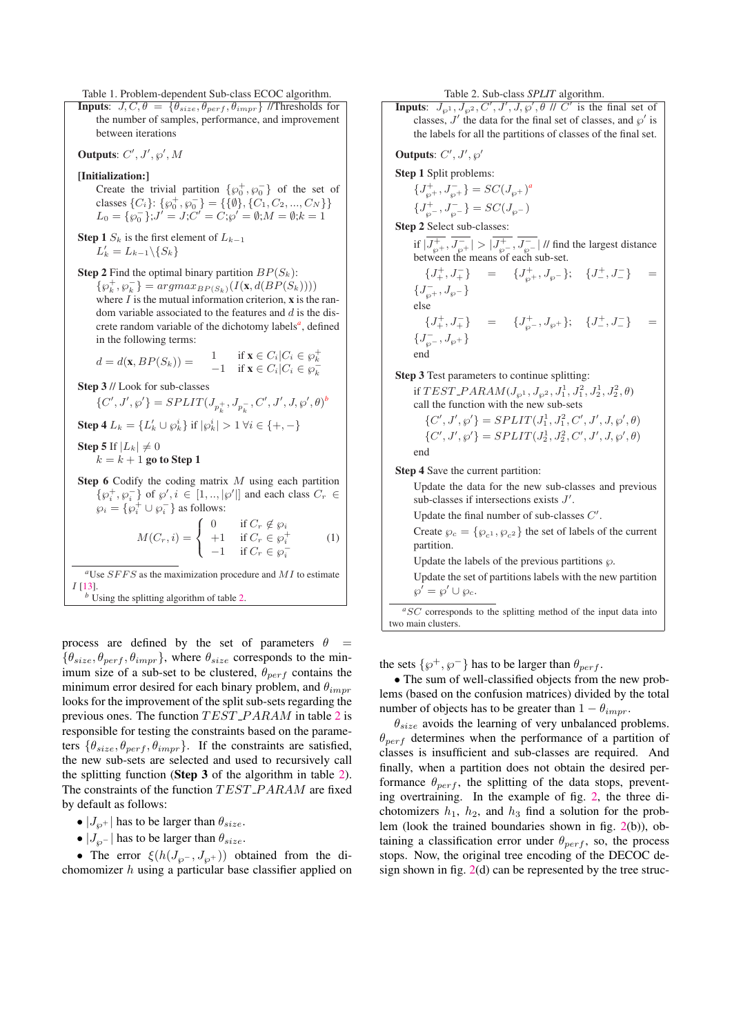Table 1. Problem-dependent Sub-class ECOC algorithm.

**Inputs**: $J, C, \theta = \{\theta_{size}, \theta_{perf}, \theta_{impr}\}$ //Thresholds for the number of samples, performance, and improvement between iterations

**Outputs**: $C', J', \wp', M$

**[Initialization:]**

Create the trivial partition $\{\wp_0^+, \wp_0^-\}$ of the set of classes $\{C_i\}$: $\{\wp_0^+, \wp_0^-\} = \{\{\emptyset\}, \{C_1, C_2, ..., C_N\}\}$
$L_0 = \{\wp_0^-\}$;$J' = J$;$C' = C$;$\wp' = \emptyset$;$M = \emptyset$;$k = 1$

**Step 1** $S_k$ is the first element of $L_{k-1}$
$L'_k = L_{k-1} \backslash \{S_k\}$

**Step 2** Find the optimal binary partition $BP(S_k)$:
$\{\wp_k^+, \wp_k^-\} = argmax_{BP(S_k)}(I(\mathbf{x}, d(BP(S_k))))$
where $I$ is the mutual information criterion, $\mathbf{x}$ is the random variable associated to the features and $d$ is the discrete random variable of the dichotomy labels[a], defined in the following terms:

$$d = d(\mathbf{x}, BP(S_k)) = \begin{array}{ll} 1 & \text{if } \mathbf{x} \in C_i | C_i \in \wp_k^+ \\ -1 & \text{if } \mathbf{x} \in C_i | C_i \in \wp_k^- \end{array}$$

**Step 3** // Look for sub-classes
$\{C', J', \wp'\} = SPLIT(J_{p_k^+}, J_{p_k^-}, C', J', J, \wp', \theta)$[b]

**Step 4** $L_k = \{L'_k \cup \wp_k^i\}$ if $|\wp_k^i| > 1 \; \forall i \in \{+, -\}$

**Step 5** If $|L_k| \neq 0$
$k = k + 1$ **go to Step 1**

**Step 6** Codify the coding matrix $M$ using each partition $\{\wp_i^+, \wp_i^-\}$ of $\wp', i \in [1, .., |\wp'|]$ and each class $C_r \in \wp_i = \{\wp_i^+ \cup \wp_i^-\}$ as follows:

$$M(C_r, i) = \begin{cases} 0 & \text{if } C_r \notin \wp_i \\ +1 & \text{if } C_r \in \wp_i^+ \\ -1 & \text{if } C_r \in \wp_i^- \end{cases} \quad (1)$$

[a] Use $SFFS$ as the maximization procedure and $MI$ to estimate $I$ [13].
[b] Using the splitting algorithm of table 2.

Table 2. Sub-class *SPLIT* algorithm.

**Inputs**: $J_{\wp^1}, J_{\wp^2}, C', J', J, \wp', \theta$ // $C'$ is the final set of classes, $J'$ the data for the final set of classes, and $\wp'$ is the labels for all the partitions of classes of the final set.

**Outputs**: $C', J', \wp'$

**Step 1** Split problems:
$\{J^+_{\wp^+}, J^-_{\wp^+}\} = SC(J_{\wp^+})$[a]
$\{J^+_{\wp^-}, J^-_{\wp^-}\} = SC(J_{\wp^-})$

**Step 2** Select sub-classes:
if $|\overline{J^+_{\wp^+}}, \overline{J^-_{\wp^+}}| > |\overline{J^+_{\wp^-}}, \overline{J^-_{\wp^-}}|$ // find the largest distance between the means of each sub-set.
$\{J^+_+, J^-_+\} = \{J^+_{\wp^+}, J_{\wp^-}\}$; $\{J^+_-, J^-_-\} = \{J^-_{\wp^+}, J_{\wp^-}\}$
else
$\{J^+_+, J^-_+\} = \{J^+_{\wp^-}, J_{\wp^+}\}$; $\{J^+_-, J^-_-\} = \{J^-_{\wp^-}, J_{\wp^+}\}$
end

**Step 3** Test parameters to continue splitting:
if $TEST\_PARAM(J_{\wp^1}, J_{\wp^2}, J_1^1, J_1^2, J_2^1, J_2^2, \theta)$
call the function with the new sub-sets
$\{C', J', \wp'\} = SPLIT(J_1^1, J_1^2, C', J', J, \wp', \theta)$
$\{C', J', \wp'\} = SPLIT(J_2^1, J_2^2, C', J', J, \wp', \theta)$
end

**Step 4** Save the current partition:

Update the data for the new sub-classes and previous sub-classes if intersections exists $J'$.

Update the final number of sub-classes $C'$.

Create $\wp_c = \{\wp_{c^1}, \wp_{c^2}\}$ the set of labels of the current partition.

Update the labels of the previous partitions $\wp$.

Update the set of partitions labels with the new partition $\wp' = \wp' \cup \wp_c$.

[a] $SC$ corresponds to the splitting method of the input data into two main clusters.

process are defined by the set of parameters $\theta = \{\theta_{size}, \theta_{perf}, \theta_{impr}\}$, where $\theta_{size}$ corresponds to the minimum size of a sub-set to be clustered, $\theta_{perf}$ contains the minimum error desired for each binary problem, and $\theta_{impr}$ looks for the improvement of the split sub-sets regarding the previous ones. The function $TEST\_PARAM$ in table 2 is responsible for testing the constraints based on the parameters $\{\theta_{size}, \theta_{perf}, \theta_{impr}\}$. If the constraints are satisfied, the new sub-sets are selected and used to recursively call the splitting function (**Step 3** of the algorithm in table 2). The constraints of the function $TEST\_PARAM$ are fixed by default as follows:

- $|J_{\wp^+}|$ has to be larger than $\theta_{size}$.
- $|J_{\wp^-}|$ has to be larger than $\theta_{size}$.
- The error $\xi(h(J_{\wp^-}, J_{\wp^+}))$ obtained from the dichomomizer $h$ using a particular base classifier applied on the sets $\{\wp^+, \wp^-\}$ has to be larger than $\theta_{perf}$.
- The sum of well-classified objects from the new problems (based on the confusion matrices) divided by the total number of objects has to be greater than $1 - \theta_{impr}$.

$\theta_{size}$ avoids the learning of very unbalanced problems. $\theta_{perf}$ determines when the performance of a partition of classes is insufficient and sub-classes are required. And finally, when a partition does not obtain the desired performance $\theta_{perf}$, the splitting of the data stops, preventing overtraining. In the example of fig. 2, the three dichotomizers $h_1$, $h_2$, and $h_3$ find a solution for the problem (look the trained boundaries shown in fig. 2(b)), obtaining a classification error under $\theta_{perf}$, so, the process stops. Now, the original tree encoding of the DECOC design shown in fig. 2(d) can be represented by the tree struc-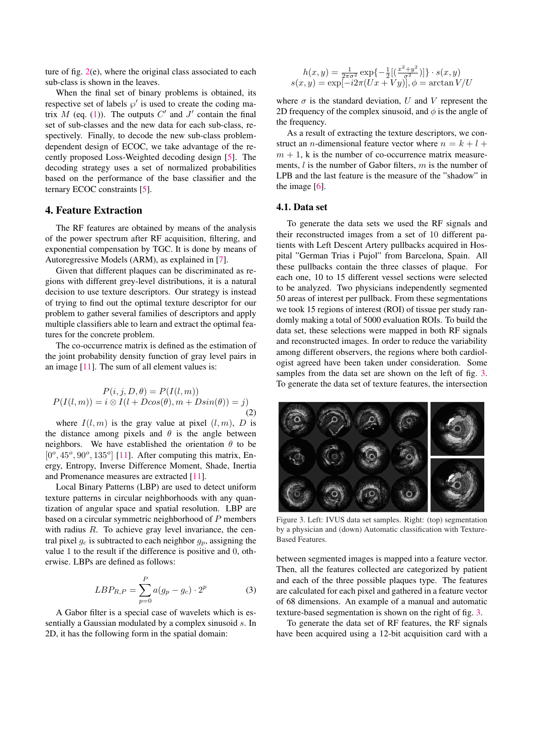ture of fig. 2(e), where the original class associated to each sub-class is shown in the leaves.

When the final set of binary problems is obtained, its respective set of labels $\wp'$ is used to create the coding matrix $M$ (eq. (1)). The outputs $C'$ and $J'$ contain the final set of sub-classes and the new data for each sub-class, respectively. Finally, to decode the new sub-class problem-dependent design of ECOC, we take advantage of the recently proposed Loss-Weighted decoding design [5]. The decoding strategy uses a set of normalized probabilities based on the performance of the base classifier and the ternary ECOC constraints [5].

## 4. Feature Extraction

The RF features are obtained by means of the analysis of the power spectrum after RF acquisition, filtering, and exponential compensation by TGC. It is done by means of Autoregressive Models (ARM), as explained in [7].

Given that different plaques can be discriminated as regions with different grey-level distributions, it is a natural decision to use texture descriptors. Our strategy is instead of trying to find out the optimal texture descriptor for our problem to gather several families of descriptors and apply multiple classifiers able to learn and extract the optimal features for the concrete problem.

The co-occurrence matrix is defined as the estimation of the joint probability density function of gray level pairs in an image [11]. The sum of all element values is:

$$
\begin{gathered}
P(i,j,D,\theta) = P(I(l,m)) \\
P(I(l,m)) = i \otimes I(l + Dcos(\theta), m + Dsin(\theta)) = j)
\end{gathered}
\tag{2}
$$

where $I(l,m)$ is the gray value at pixel $(l,m)$, $D$ is the distance among pixels and $\theta$ is the angle between neighbors. We have established the orientation $\theta$ to be $[0^o, 45^o, 90^o, 135^o]$ [11]. After computing this matrix, Energy, Entropy, Inverse Difference Moment, Shade, Inertia and Promenance measures are extracted [11].

Local Binary Patterns (LBP) are used to detect uniform texture patterns in circular neighborhoods with any quantization of angular space and spatial resolution. LBP are based on a circular symmetric neighborhood of $P$ members with radius $R$. To achieve gray level invariance, the central pixel $g_c$ is subtracted to each neighbor $g_p$, assigning the value 1 to the result if the difference is positive and 0, otherwise. LBPs are defined as follows:

$$
LBP_{R,P} = \sum_{p=0}^{P} a(g_p - g_c) \cdot 2^p \tag{3}
$$

A Gabor filter is a special case of wavelets which is essentially a Gaussian modulated by a complex sinusoid $s$. In 2D, it has the following form in the spatial domain:

$$
\begin{gathered}
h(x,y) = \frac{1}{2\pi\sigma^2} \exp\{-\frac{1}{2}[(\frac{x^2+y^2}{\sigma^2})]\} \cdot s(x,y) \\
s(x,y) = \exp[-i2\pi(Ux + Vy)], \phi = \arctan V/U
\end{gathered}
$$

where $\sigma$ is the standard deviation, $U$ and $V$ represent the 2D frequency of the complex sinusoid, and $\phi$ is the angle of the frequency.

As a result of extracting the texture descriptors, we construct an $n$-dimensional feature vector where $n = k + l + m + 1$, k is the number of co-occurrence matrix measurements, $l$ is the number of Gabor filters, $m$ is the number of LPB and the last feature is the measure of the "shadow" in the image [6].

### 4.1. Data set

To generate the data sets we used the RF signals and their reconstructed images from a set of 10 different patients with Left Descent Artery pullbacks acquired in Hospital "German Trias i Pujol" from Barcelona, Spain. All these pullbacks contain the three classes of plaque. For each one, 10 to 15 different vessel sections were selected to be analyzed. Two physicians independently segmented 50 areas of interest per pullback. From these segmentations we took 15 regions of interest (ROI) of tissue per study randomly making a total of 5000 evaluation ROIs. To build the data set, these selections were mapped in both RF signals and reconstructed images. In order to reduce the variability among different observers, the regions where both cardiologist agreed have been taken under consideration. Some samples from the data set are shown on the left of fig. 3. To generate the data set of texture features, the intersection

Figure 3. Left: IVUS data set samples. Right: (top) segmentation by a physician and (down) Automatic classification with Texture-Based Features.

between segmented images is mapped into a feature vector. Then, all the features collected are categorized by patient and each of the three possible plaques type. The features are calculated for each pixel and gathered in a feature vector of 68 dimensions. An example of a manual and automatic texture-based segmentation is shown on the right of fig. 3.

To generate the data set of RF features, the RF signals have been acquired using a 12-bit acquisition card with a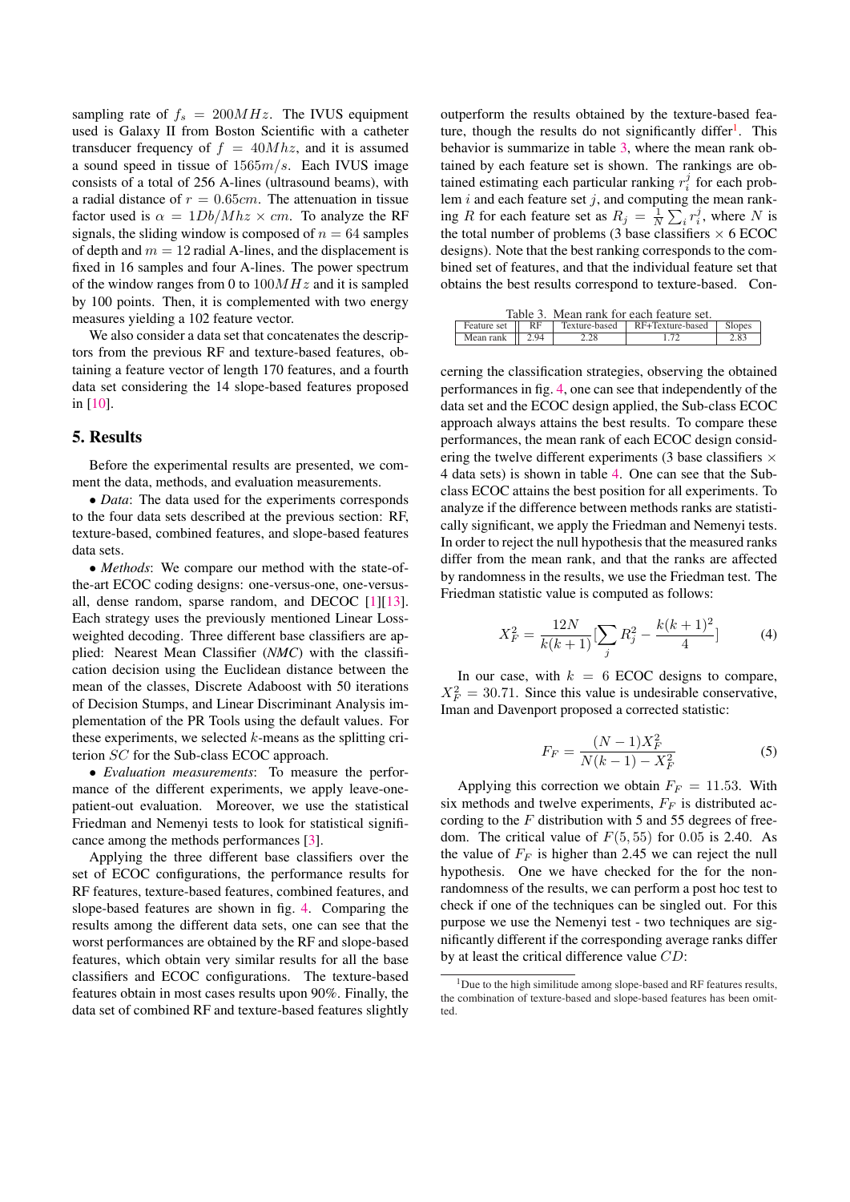sampling rate of $f_s = 200MHz$. The IVUS equipment used is Galaxy II from Boston Scientific with a catheter transducer frequency of $f = 40Mhz$, and it is assumed a sound speed in tissue of $1565m/s$. Each IVUS image consists of a total of 256 A-lines (ultrasound beams), with a radial distance of $r = 0.65cm$. The attenuation in tissue factor used is $\alpha = 1Db/Mhz \times cm$. To analyze the RF signals, the sliding window is composed of $n = 64$ samples of depth and $m = 12$ radial A-lines, and the displacement is fixed in 16 samples and four A-lines. The power spectrum of the window ranges from 0 to $100MHz$ and it is sampled by 100 points. Then, it is complemented with two energy measures yielding a 102 feature vector.

We also consider a data set that concatenates the descriptors from the previous RF and texture-based features, obtaining a feature vector of length 170 features, and a fourth data set considering the 14 slope-based features proposed in [10].

## 5. Results

Before the experimental results are presented, we comment the data, methods, and evaluation measurements.

• *Data*: The data used for the experiments corresponds to the four data sets described at the previous section: RF, texture-based, combined features, and slope-based features data sets.

• *Methods*: We compare our method with the state-of-the-art ECOC coding designs: one-versus-one, one-versus-all, dense random, sparse random, and DECOC [1][13]. Each strategy uses the previously mentioned Linear Loss-weighted decoding. Three different base classifiers are applied: Nearest Mean Classifier (*NMC*) with the classification decision using the Euclidean distance between the mean of the classes, Discrete Adaboost with 50 iterations of Decision Stumps, and Linear Discriminant Analysis implementation of the PR Tools using the default values. For these experiments, we selected $k$-means as the splitting criterion $SC$ for the Sub-class ECOC approach.

• *Evaluation measurements*: To measure the performance of the different experiments, we apply leave-one-patient-out evaluation. Moreover, we use the statistical Friedman and Nemenyi tests to look for statistical significance among the methods performances [3].

Applying the three different base classifiers over the set of ECOC configurations, the performance results for RF features, texture-based features, combined features, and slope-based features are shown in fig. 4. Comparing the results among the different data sets, one can see that the worst performances are obtained by the RF and slope-based features, which obtain very similar results for all the base classifiers and ECOC configurations. The texture-based features obtain in most cases results upon 90%. Finally, the data set of combined RF and texture-based features slightly outperform the results obtained by the texture-based feature, though the results do not significantly differ[1]. This behavior is summarize in table 3, where the mean rank obtained by each feature set is shown. The rankings are obtained estimating each particular ranking $r_i^j$ for each problem $i$ and each feature set $j$, and computing the mean ranking $R$ for each feature set as $R_j = \frac{1}{N}\sum_i r_i^j$, where $N$ is the total number of problems (3 base classifiers $\times$ 6 ECOC designs). Note that the best ranking corresponds to the combined set of features, and that the individual feature set that obtains the best results correspond to texture-based. Concerning the classification strategies, observing the obtained performances in fig. 4, one can see that independently of the data set and the ECOC design applied, the Sub-class ECOC approach always attains the best results. To compare these performances, the mean rank of each ECOC design considering the twelve different experiments (3 base classifiers $\times$ 4 data sets) is shown in table 4. One can see that the Sub-class ECOC attains the best position for all experiments. To analyze if the difference between methods ranks are statistically significant, we apply the Friedman and Nemenyi tests. In order to reject the null hypothesis that the measured ranks differ from the mean rank, and that the ranks are affected by randomness in the results, we use the Friedman test. The Friedman statistic value is computed as follows:

Table 3. Mean rank for each feature set.

| Feature set | RF | Texture-based | RF+Texture-based | Slopes |
|---|---|---|---|---|
| Mean rank | 2.94 | 2.28 | 1.72 | 2.83 |

$$X_F^2 = \frac{12N}{k(k+1)}\left[\sum_j R_j^2 - \frac{k(k+1)^2}{4}\right] \tag{4}$$

In our case, with $k = 6$ ECOC designs to compare, $X_F^2 = 30.71$. Since this value is undesirable conservative, Iman and Davenport proposed a corrected statistic:

$$F_F = \frac{(N-1)X_F^2}{N(k-1) - X_F^2} \tag{5}$$

Applying this correction we obtain $F_F = 11.53$. With six methods and twelve experiments, $F_F$ is distributed according to the $F$ distribution with 5 and 55 degrees of freedom. The critical value of $F(5, 55)$ for 0.05 is 2.40. As the value of $F_F$ is higher than 2.45 we can reject the null hypothesis. One we have checked for the for the non-randomness of the results, we can perform a post hoc test to check if one of the techniques can be singled out. For this purpose we use the Nemenyi test - two techniques are significantly different if the corresponding average ranks differ by at least the critical difference value $CD$:

[1] Due to the high similitude among slope-based and RF features results, the combination of texture-based and slope-based features has been omitted.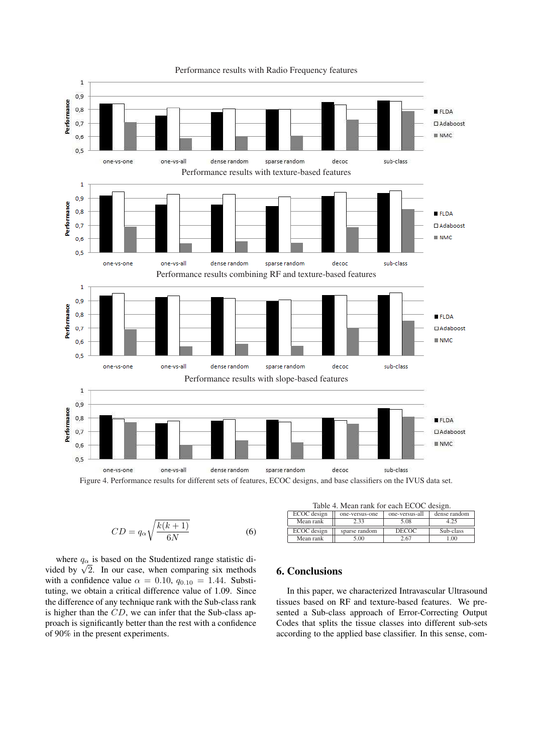Performance results with Radio Frequency features

Performance

1
0,9
0,8
0,7
0,6
0,5

one-vs-one
one-vs-all
dense random
sparse random
decoc
sub-class

FLDA
Adaboost
NMC

Performance results with texture-based features

Performance

1
0,9
0,8
0,7
0,6
0,5

one-vs-one
one-vs-all
dense random
sparse random
decoc
sub-class

FLDA
Adaboost
NMC

Performance results combining RF and texture-based features

Performance

1
0,9
0,8
0,7
0,6
0,5

one-vs-one
one-vs-all
dense random
sparse random
decoc
sub-class

FLDA
Adaboost
NMC

Performance results with slope-based features

Performance

1
0,9
0,8
0,7
0,6
0,5

one-vs-one
one-vs-all
dense random
sparse random
decoc
sub-class

FLDA
Adaboost
NMC

Figure 4. Performance results for different sets of features, ECOC designs, and base classifiers on the IVUS data set.

$$CD = q_\alpha \sqrt{\frac{k(k+1)}{6N}} \quad (6)$$

where $q_\alpha$ is based on the Studentized range statistic divided by $\sqrt{2}$. In our case, when comparing six methods with a confidence value $\alpha = 0.10$, $q_{0.10} = 1.44$. Substituting, we obtain a critical difference value of 1.09. Since the difference of any technique rank with the Sub-class rank is higher than the $CD$, we can infer that the Sub-class approach is significantly better than the rest with a confidence of 90% in the present experiments.

Table 4. Mean rank for each ECOC design.

| ECOC design | one-versus-one | one-versus-all | dense random |
|---|---|---|---|
| Mean rank | 2.33 | 5.08 | 4.25 |
| ECOC design | sparse random | DECOC | Sub-class |
| Mean rank | 5.00 | 2.67 | 1.00 |

## 6. Conclusions

In this paper, we characterized Intravascular Ultrasound tissues based on RF and texture-based features. We presented a Sub-class approach of Error-Correcting Output Codes that splits the tissue classes into different sub-sets according to the applied base classifier. In this sense, com-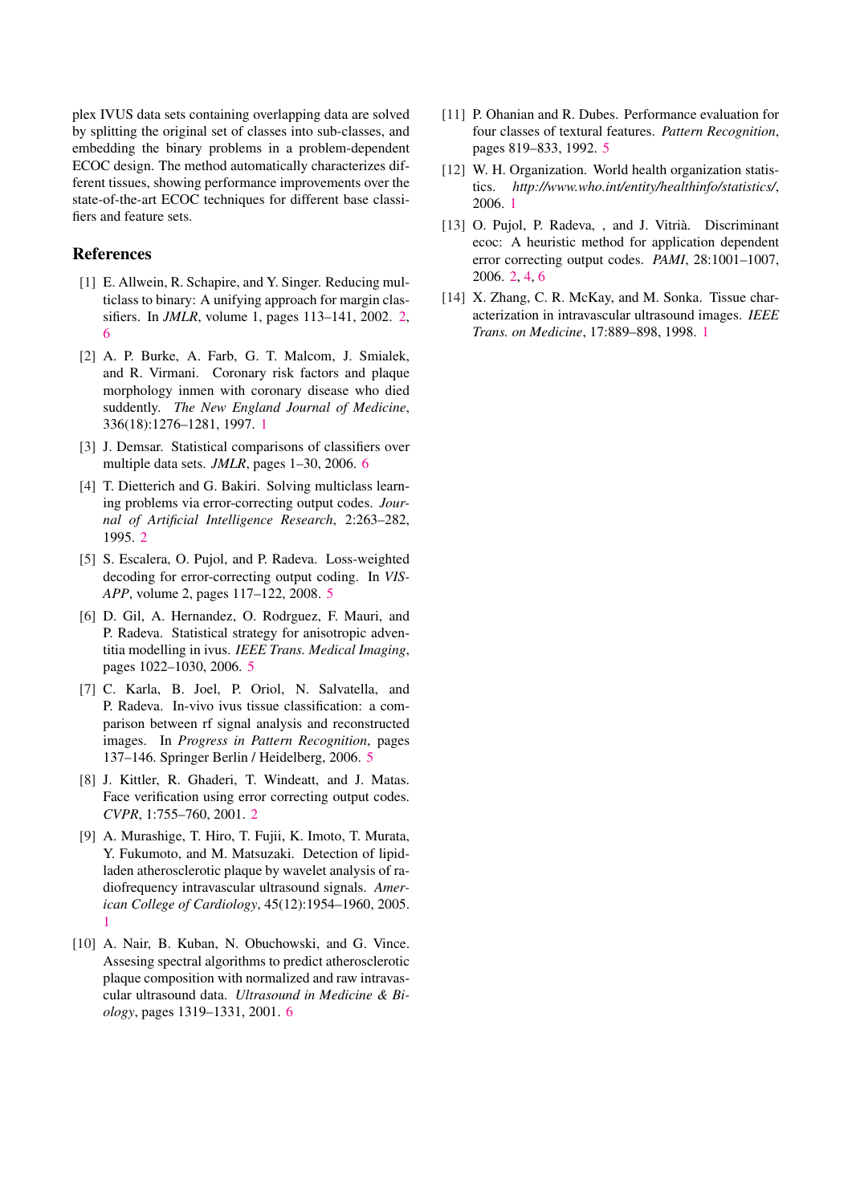plex IVUS data sets containing overlapping data are solved by splitting the original set of classes into sub-classes, and embedding the binary problems in a problem-dependent ECOC design. The method automatically characterizes different tissues, showing performance improvements over the state-of-the-art ECOC techniques for different base classifiers and feature sets.

## References

[1] E. Allwein, R. Schapire, and Y. Singer. Reducing multiclass to binary: A unifying approach for margin classifiers. In *JMLR*, volume 1, pages 113–141, 2002. 2, 6

[2] A. P. Burke, A. Farb, G. T. Malcom, J. Smialek, and R. Virmani. Coronary risk factors and plaque morphology inmen with coronary disease who died suddently. *The New England Journal of Medicine*, 336(18):1276–1281, 1997. 1

[3] J. Demsar. Statistical comparisons of classifiers over multiple data sets. *JMLR*, pages 1–30, 2006. 6

[4] T. Dietterich and G. Bakiri. Solving multiclass learning problems via error-correcting output codes. *Journal of Artificial Intelligence Research*, 2:263–282, 1995. 2

[5] S. Escalera, O. Pujol, and P. Radeva. Loss-weighted decoding for error-correcting output coding. In *VISAPP*, volume 2, pages 117–122, 2008. 5

[6] D. Gil, A. Hernandez, O. Rodrguez, F. Mauri, and P. Radeva. Statistical strategy for anisotropic adventitia modelling in ivus. *IEEE Trans. Medical Imaging*, pages 1022–1030, 2006. 5

[7] C. Karla, B. Joel, P. Oriol, N. Salvatella, and P. Radeva. In-vivo ivus tissue classification: a comparison between rf signal analysis and reconstructed images. In *Progress in Pattern Recognition*, pages 137–146. Springer Berlin / Heidelberg, 2006. 5

[8] J. Kittler, R. Ghaderi, T. Windeatt, and J. Matas. Face verification using error correcting output codes. *CVPR*, 1:755–760, 2001. 2

[9] A. Murashige, T. Hiro, T. Fujii, K. Imoto, T. Murata, Y. Fukumoto, and M. Matsuzaki. Detection of lipid-laden atherosclerotic plaque by wavelet analysis of radiofrequency intravascular ultrasound signals. *American College of Cardiology*, 45(12):1954–1960, 2005. 1

[10] A. Nair, B. Kuban, N. Obuchowski, and G. Vince. Assesing spectral algorithms to predict atherosclerotic plaque composition with normalized and raw intravascular ultrasound data. *Ultrasound in Medicine & Biology*, pages 1319–1331, 2001. 6

[11] P. Ohanian and R. Dubes. Performance evaluation for four classes of textural features. *Pattern Recognition*, pages 819–833, 1992. 5

[12] W. H. Organization. World health organization statistics. *http://www.who.int/entity/healthinfo/statistics/*, 2006. 1

[13] O. Pujol, P. Radeva, , and J. Vitrià. Discriminant ecoc: A heuristic method for application dependent error correcting output codes. *PAMI*, 28:1001–1007, 2006. 2, 4, 6

[14] X. Zhang, C. R. McKay, and M. Sonka. Tissue characterization in intravascular ultrasound images. *IEEE Trans. on Medicine*, 17:889–898, 1998. 1